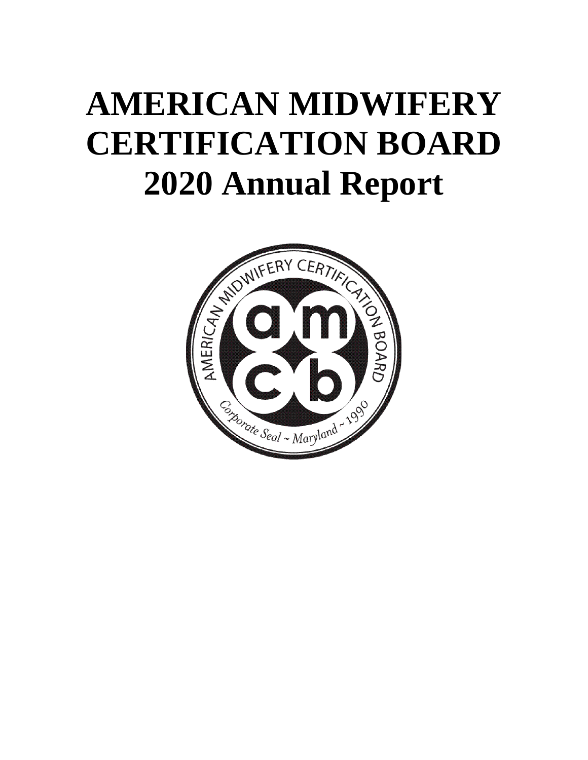# AMERICAN MIDWIFERY CERTIFICATION BOARD 2020 Annual Report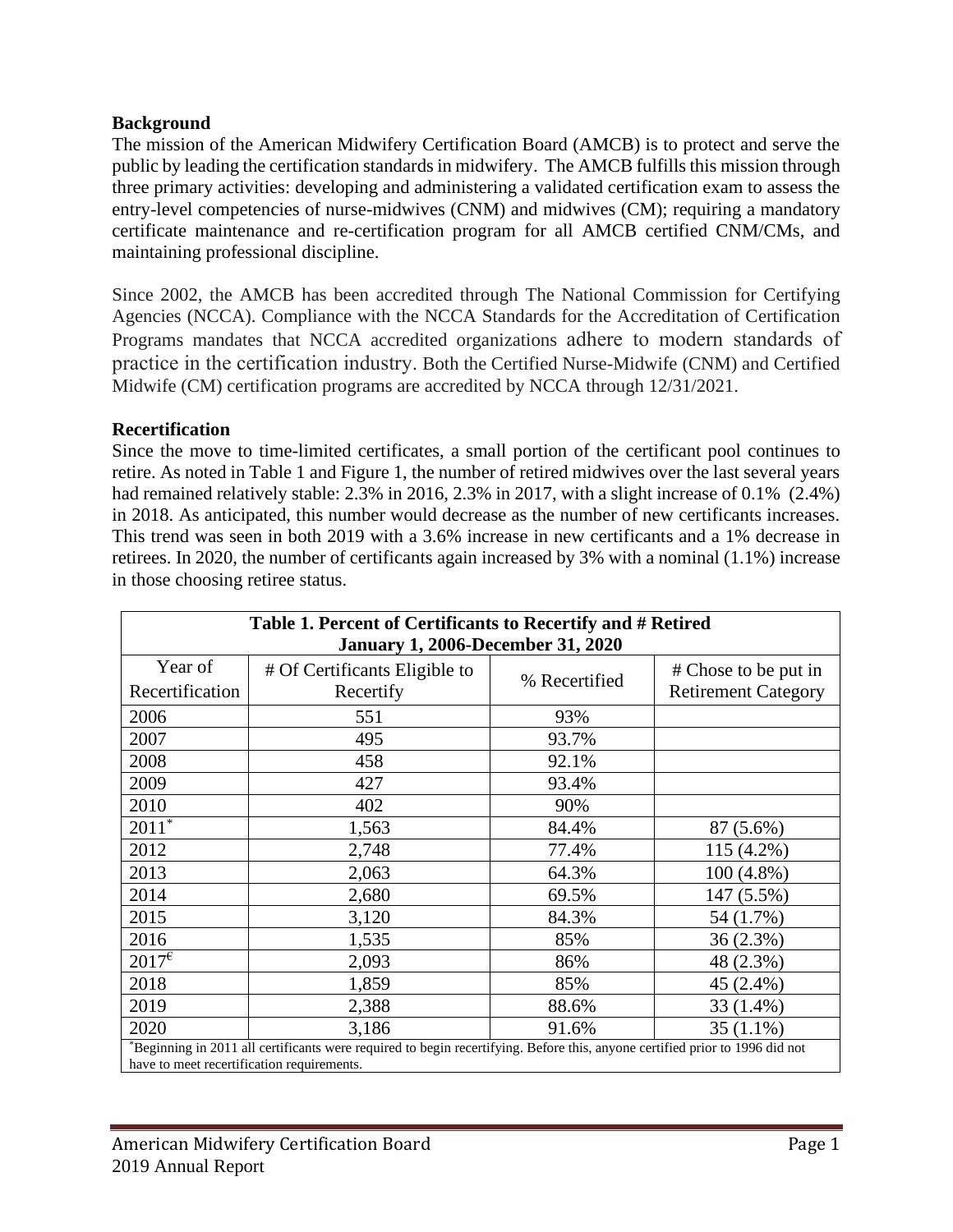## Background

The mission of the American Midwifery Certification Board (AMCB) is to protect and serve the public by leading the certification standards in midwifery. The AMCB fulfills this mission through three primary activities: developing and administering a validated certification exam to assess the entry-level competencies of nurse-midwives (CNM) and midwives (CM); requiring a mandatory certificate maintenance and re-certification program for all AMCB certified CNM/CMs, and maintaining professional discipline.

Since 2002, the AMCB has been accredited through The National Commission for Certifying Agencies (NCCA). Compliance with the NCCA Standards for the Accreditation of Certification Programs mandates that NCCA accredited organizations adhere to modern standards of practice in the certification industry. Both the Certified Nurse-Midwife (CNM) and Certified Midwife (CM) certification programs are accredited by NCCA through 12/31/2021.

## Recertification

Since the move to time-limited certificates, a small portion of the certificant pool continues to retire. As noted in Table 1 and Figure 1, the number of retired midwives over the last several years had remained relatively stable: 2.3% in 2016, 2.3% in 2017, with a slight increase of 0.1% (2.4%) in 2018. As anticipated, this number would decrease as the number of new certificants increases. This trend was seen in both 2019 with a 3.6% increase in new certificants and a 1% decrease in retirees. In 2020, the number of certificants again increased by 3% with a nominal (1.1%) increase in those choosing retiree status.

**Table 1. Percent of Certificants to Recertify and # Retired January 1, 2006-December 31, 2020**

| Year of Recertification | # Of Certificants Eligible to Recertify | % Recertified | # Chose to be put in Retirement Category |
|---|---|---|---|
| 2006 | 551 | 93% | |
| 2007 | 495 | 93.7% | |
| 2008 | 458 | 92.1% | |
| 2009 | 427 | 93.4% | |
| 2010 | 402 | 90% | |
| 2011* | 1,563 | 84.4% | 87 (5.6%) |
| 2012 | 2,748 | 77.4% | 115 (4.2%) |
| 2013 | 2,063 | 64.3% | 100 (4.8%) |
| 2014 | 2,680 | 69.5% | 147 (5.5%) |
| 2015 | 3,120 | 84.3% | 54 (1.7%) |
| 2016 | 1,535 | 85% | 36 (2.3%) |
| 2017€ | 2,093 | 86% | 48 (2.3%) |
| 2018 | 1,859 | 85% | 45 (2.4%) |
| 2019 | 2,388 | 88.6% | 33 (1.4%) |
| 2020 | 3,186 | 91.6% | 35 (1.1%) |

*Beginning in 2011 all certificants were required to begin recertifying. Before this, anyone certified prior to 1996 did not have to meet recertification requirements.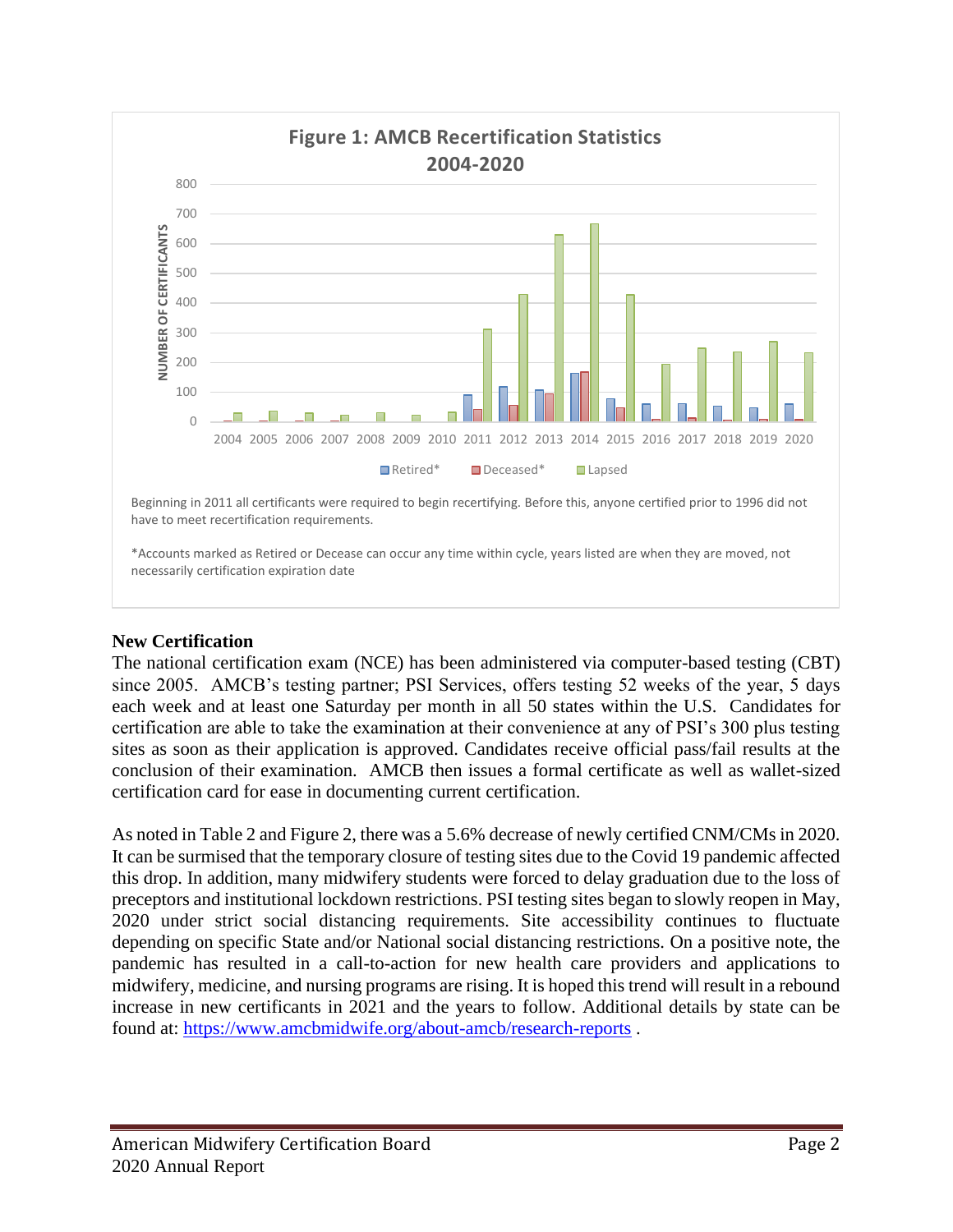**Figure 1: AMCB Recertification Statistics 2004-2020**

Beginning in 2011 all certificants were required to begin recertifying. Before this, anyone certified prior to 1996 did not have to meet recertification requirements.

*Accounts marked as Retired or Decease can occur any time within cycle, years listed are when they are moved, not necessarily certification expiration date

## New Certification

The national certification exam (NCE) has been administered via computer-based testing (CBT) since 2005. AMCB's testing partner; PSI Services, offers testing 52 weeks of the year, 5 days each week and at least one Saturday per month in all 50 states within the U.S. Candidates for certification are able to take the examination at their convenience at any of PSI's 300 plus testing sites as soon as their application is approved. Candidates receive official pass/fail results at the conclusion of their examination. AMCB then issues a formal certificate as well as wallet-sized certification card for ease in documenting current certification.

As noted in Table 2 and Figure 2, there was a 5.6% decrease of newly certified CNM/CMs in 2020. It can be surmised that the temporary closure of testing sites due to the Covid 19 pandemic affected this drop. In addition, many midwifery students were forced to delay graduation due to the loss of preceptors and institutional lockdown restrictions. PSI testing sites began to slowly reopen in May, 2020 under strict social distancing requirements. Site accessibility continues to fluctuate depending on specific State and/or National social distancing restrictions. On a positive note, the pandemic has resulted in a call-to-action for new health care providers and applications to midwifery, medicine, and nursing programs are rising. It is hoped this trend will result in a rebound increase in new certificants in 2021 and the years to follow. Additional details by state can be found at: https://www.amcbmidwife.org/about-amcb/research-reports .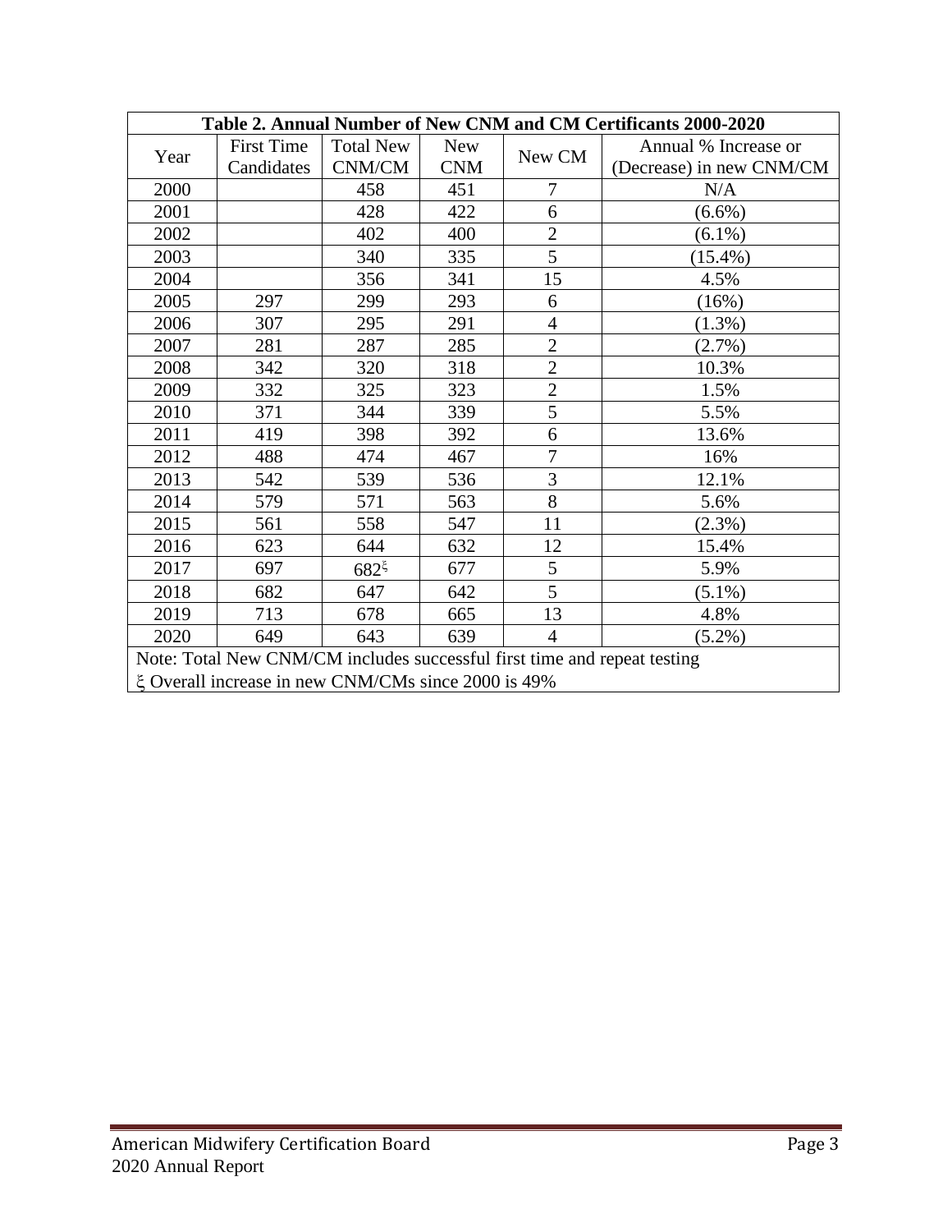| Table 2. Annual Number of New CNM and CM Certificants 2000-2020 | | | | | |
|---|---|---|---|---|---|
| Year | First Time Candidates | Total New CNM/CM | New CNM | New CM | Annual % Increase or (Decrease) in new CNM/CM |
| 2000 | | 458 | 451 | 7 | N/A |
| 2001 | | 428 | 422 | 6 | (6.6%) |
| 2002 | | 402 | 400 | 2 | (6.1%) |
| 2003 | | 340 | 335 | 5 | (15.4%) |
| 2004 | | 356 | 341 | 15 | 4.5% |
| 2005 | 297 | 299 | 293 | 6 | (16%) |
| 2006 | 307 | 295 | 291 | 4 | (1.3%) |
| 2007 | 281 | 287 | 285 | 2 | (2.7%) |
| 2008 | 342 | 320 | 318 | 2 | 10.3% |
| 2009 | 332 | 325 | 323 | 2 | 1.5% |
| 2010 | 371 | 344 | 339 | 5 | 5.5% |
| 2011 | 419 | 398 | 392 | 6 | 13.6% |
| 2012 | 488 | 474 | 467 | 7 | 16% |
| 2013 | 542 | 539 | 536 | 3 | 12.1% |
| 2014 | 579 | 571 | 563 | 8 | 5.6% |
| 2015 | 561 | 558 | 547 | 11 | (2.3%) |
| 2016 | 623 | 644 | 632 | 12 | 15.4% |
| 2017 | 697 | 682[ξ] | 677 | 5 | 5.9% |
| 2018 | 682 | 647 | 642 | 5 | (5.1%) |
| 2019 | 713 | 678 | 665 | 13 | 4.8% |
| 2020 | 649 | 643 | 639 | 4 | (5.2%) |

Note: Total New CNM/CM includes successful first time and repeat testing

ξ Overall increase in new CNM/CMs since 2000 is 49%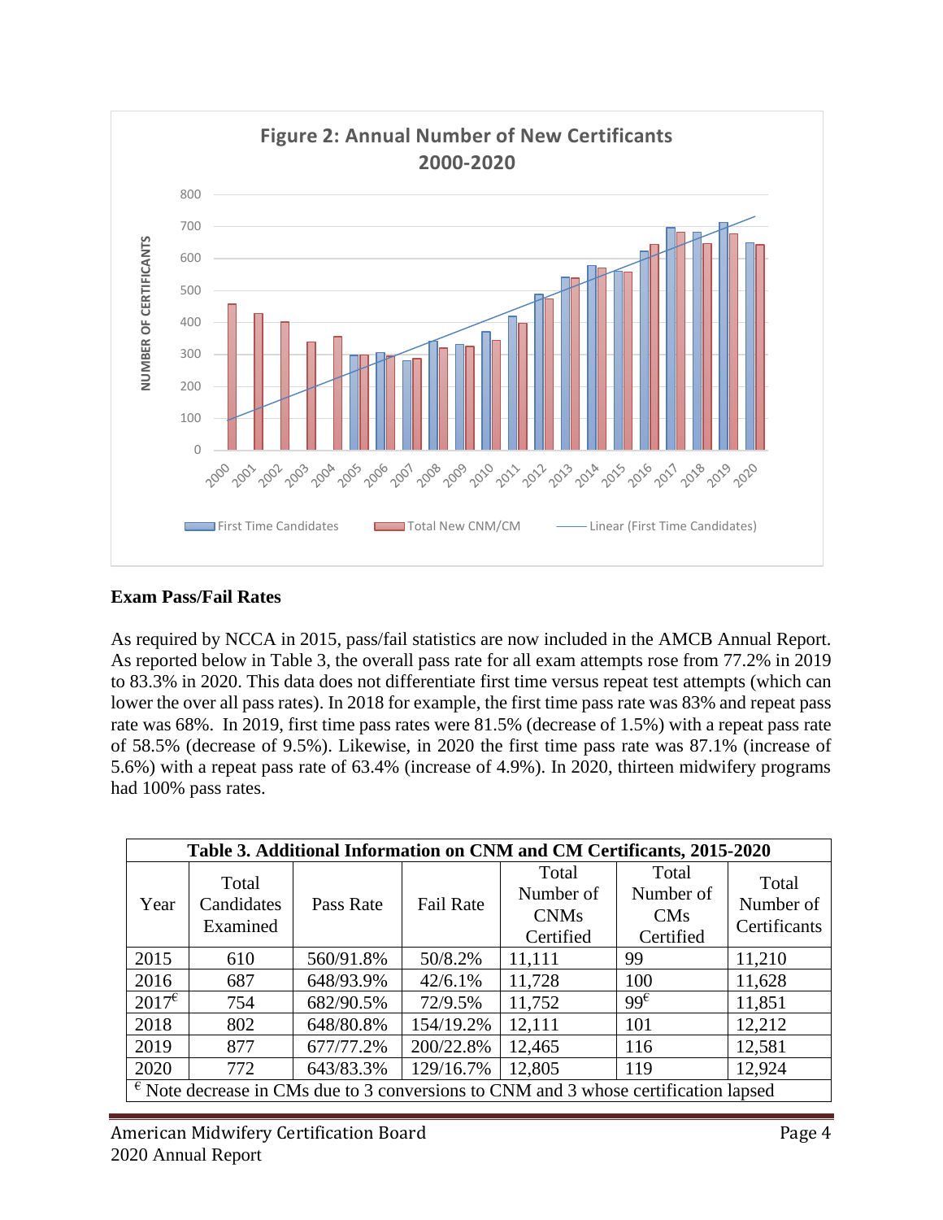**Figure 2: Annual Number of New Certificants 2000-2020**

## Exam Pass/Fail Rates

As required by NCCA in 2015, pass/fail statistics are now included in the AMCB Annual Report. As reported below in Table 3, the overall pass rate for all exam attempts rose from 77.2% in 2019 to 83.3% in 2020. This data does not differentiate first time versus repeat test attempts (which can lower the over all pass rates). In 2018 for example, the first time pass rate was 83% and repeat pass rate was 68%. In 2019, first time pass rates were 81.5% (decrease of 1.5%) with a repeat pass rate of 58.5% (decrease of 9.5%). Likewise, in 2020 the first time pass rate was 87.1% (increase of 5.6%) with a repeat pass rate of 63.4% (increase of 4.9%). In 2020, thirteen midwifery programs had 100% pass rates.

**Table 3. Additional Information on CNM and CM Certificants, 2015-2020**

| Year | Total Candidates Examined | Pass Rate | Fail Rate | Total Number of CNMs Certified | Total Number of CMs Certified | Total Number of Certificants |
|---|---|---|---|---|---|---|
| 2015 | 610 | 560/91.8% | 50/8.2% | 11,111 | 99 | 11,210 |
| 2016 | 687 | 648/93.9% | 42/6.1% | 11,728 | 100 | 11,628 |
| 2017[€] | 754 | 682/90.5% | 72/9.5% | 11,752 | 99[€] | 11,851 |
| 2018 | 802 | 648/80.8% | 154/19.2% | 12,111 | 101 | 12,212 |
| 2019 | 877 | 677/77.2% | 200/22.8% | 12,465 | 116 | 12,581 |
| 2020 | 772 | 643/83.3% | 129/16.7% | 12,805 | 119 | 12,924 |

[€] Note decrease in CMs due to 3 conversions to CNM and 3 whose certification lapsed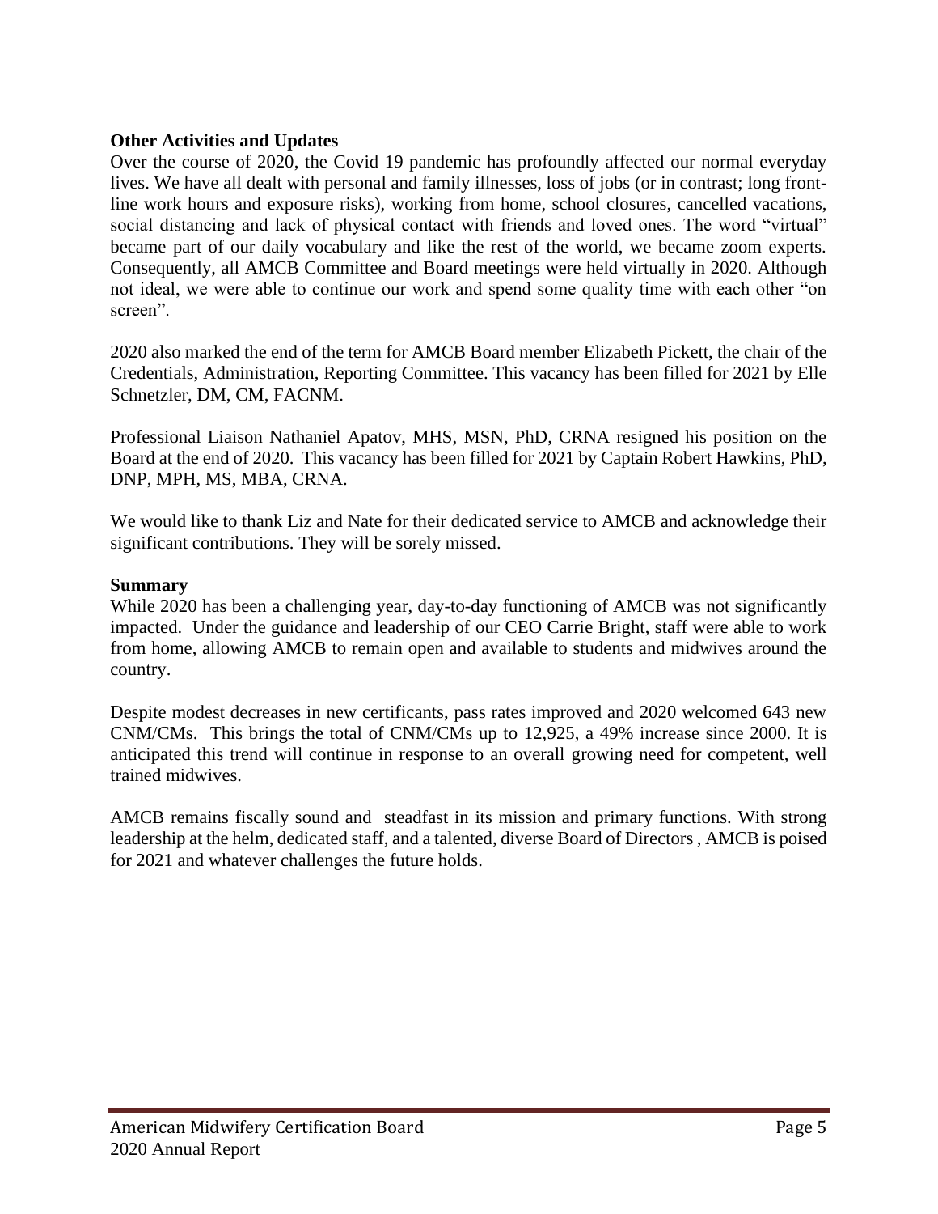**Other Activities and Updates**

Over the course of 2020, the Covid 19 pandemic has profoundly affected our normal everyday lives. We have all dealt with personal and family illnesses, loss of jobs (or in contrast; long front-line work hours and exposure risks), working from home, school closures, cancelled vacations, social distancing and lack of physical contact with friends and loved ones. The word "virtual" became part of our daily vocabulary and like the rest of the world, we became zoom experts. Consequently, all AMCB Committee and Board meetings were held virtually in 2020. Although not ideal, we were able to continue our work and spend some quality time with each other "on screen".

2020 also marked the end of the term for AMCB Board member Elizabeth Pickett, the chair of the Credentials, Administration, Reporting Committee. This vacancy has been filled for 2021 by Elle Schnetzler, DM, CM, FACNM.

Professional Liaison Nathaniel Apatov, MHS, MSN, PhD, CRNA resigned his position on the Board at the end of 2020. This vacancy has been filled for 2021 by Captain Robert Hawkins, PhD, DNP, MPH, MS, MBA, CRNA.

We would like to thank Liz and Nate for their dedicated service to AMCB and acknowledge their significant contributions. They will be sorely missed.

**Summary**

While 2020 has been a challenging year, day-to-day functioning of AMCB was not significantly impacted. Under the guidance and leadership of our CEO Carrie Bright, staff were able to work from home, allowing AMCB to remain open and available to students and midwives around the country.

Despite modest decreases in new certificants, pass rates improved and 2020 welcomed 643 new CNM/CMs. This brings the total of CNM/CMs up to 12,925, a 49% increase since 2000. It is anticipated this trend will continue in response to an overall growing need for competent, well trained midwives.

AMCB remains fiscally sound and steadfast in its mission and primary functions. With strong leadership at the helm, dedicated staff, and a talented, diverse Board of Directors , AMCB is poised for 2021 and whatever challenges the future holds.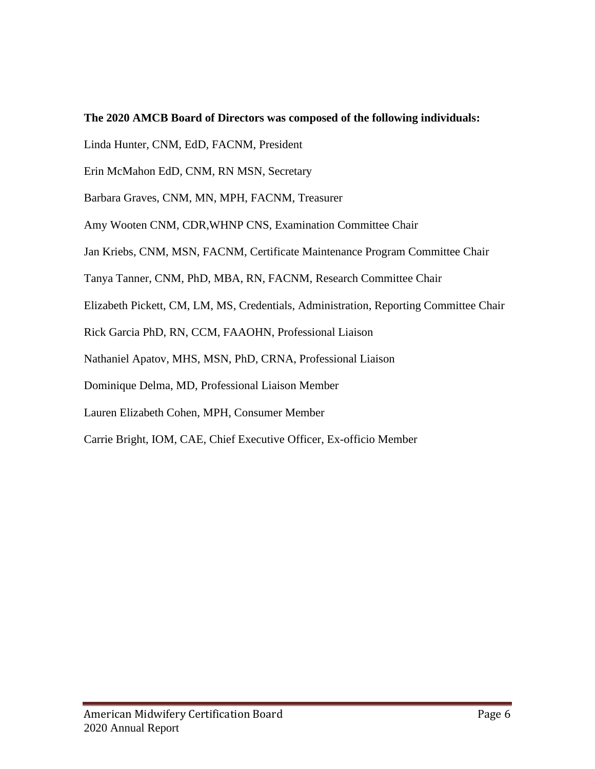**The 2020 AMCB Board of Directors was composed of the following individuals:**

Linda Hunter, CNM, EdD, FACNM, President

Erin McMahon EdD, CNM, RN MSN, Secretary

Barbara Graves, CNM, MN, MPH, FACNM, Treasurer

Amy Wooten CNM, CDR,WHNP CNS, Examination Committee Chair

Jan Kriebs, CNM, MSN, FACNM, Certificate Maintenance Program Committee Chair

Tanya Tanner, CNM, PhD, MBA, RN, FACNM, Research Committee Chair

Elizabeth Pickett, CM, LM, MS, Credentials, Administration, Reporting Committee Chair

Rick Garcia PhD, RN, CCM, FAAOHN, Professional Liaison

Nathaniel Apatov, MHS, MSN, PhD, CRNA, Professional Liaison

Dominique Delma, MD, Professional Liaison Member

Lauren Elizabeth Cohen, MPH, Consumer Member

Carrie Bright, IOM, CAE, Chief Executive Officer, Ex-officio Member